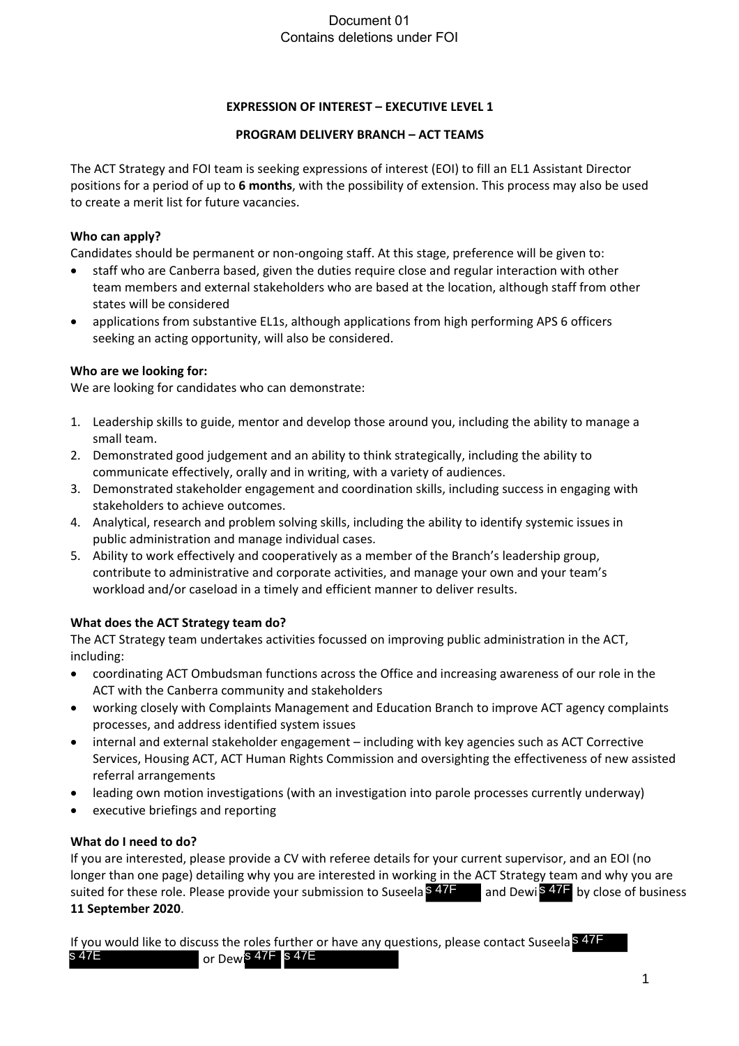Document 01
Contains deletions under FOI

**EXPRESSION OF INTEREST – EXECUTIVE LEVEL 1**

**PROGRAM DELIVERY BRANCH – ACT TEAMS**

The ACT Strategy and FOI team is seeking expressions of interest (EOI) to fill an EL1 Assistant Director positions for a period of up to **6 months**, with the possibility of extension. This process may also be used to create a merit list for future vacancies.

**Who can apply?**
Candidates should be permanent or non-ongoing staff. At this stage, preference will be given to:

- staff who are Canberra based, given the duties require close and regular interaction with other team members and external stakeholders who are based at the location, although staff from other states will be considered
- applications from substantive EL1s, although applications from high performing APS 6 officers seeking an acting opportunity, will also be considered.

**Who are we looking for:**
We are looking for candidates who can demonstrate:

1. Leadership skills to guide, mentor and develop those around you, including the ability to manage a small team.
2. Demonstrated good judgement and an ability to think strategically, including the ability to communicate effectively, orally and in writing, with a variety of audiences.
3. Demonstrated stakeholder engagement and coordination skills, including success in engaging with stakeholders to achieve outcomes.
4. Analytical, research and problem solving skills, including the ability to identify systemic issues in public administration and manage individual cases.
5. Ability to work effectively and cooperatively as a member of the Branch's leadership group, contribute to administrative and corporate activities, and manage your own and your team's workload and/or caseload in a timely and efficient manner to deliver results.

**What does the ACT Strategy team do?**
The ACT Strategy team undertakes activities focussed on improving public administration in the ACT, including:

- coordinating ACT Ombudsman functions across the Office and increasing awareness of our role in the ACT with the Canberra community and stakeholders
- working closely with Complaints Management and Education Branch to improve ACT agency complaints processes, and address identified system issues
- internal and external stakeholder engagement – including with key agencies such as ACT Corrective Services, Housing ACT, ACT Human Rights Commission and oversighting the effectiveness of new assisted referral arrangements
- leading own motion investigations (with an investigation into parole processes currently underway)
- executive briefings and reporting

**What do I need to do?**
If you are interested, please provide a CV with referee details for your current supervisor, and an EOI (no longer than one page) detailing why you are interested in working in the ACT Strategy team and why you are suited for these role. Please provide your submission to Suseela s 47F and Dewi s 47F by close of business **11 September 2020**.

If you would like to discuss the roles further or have any questions, please contact Suseela s 47F s 47E or Dew s 47F s 47E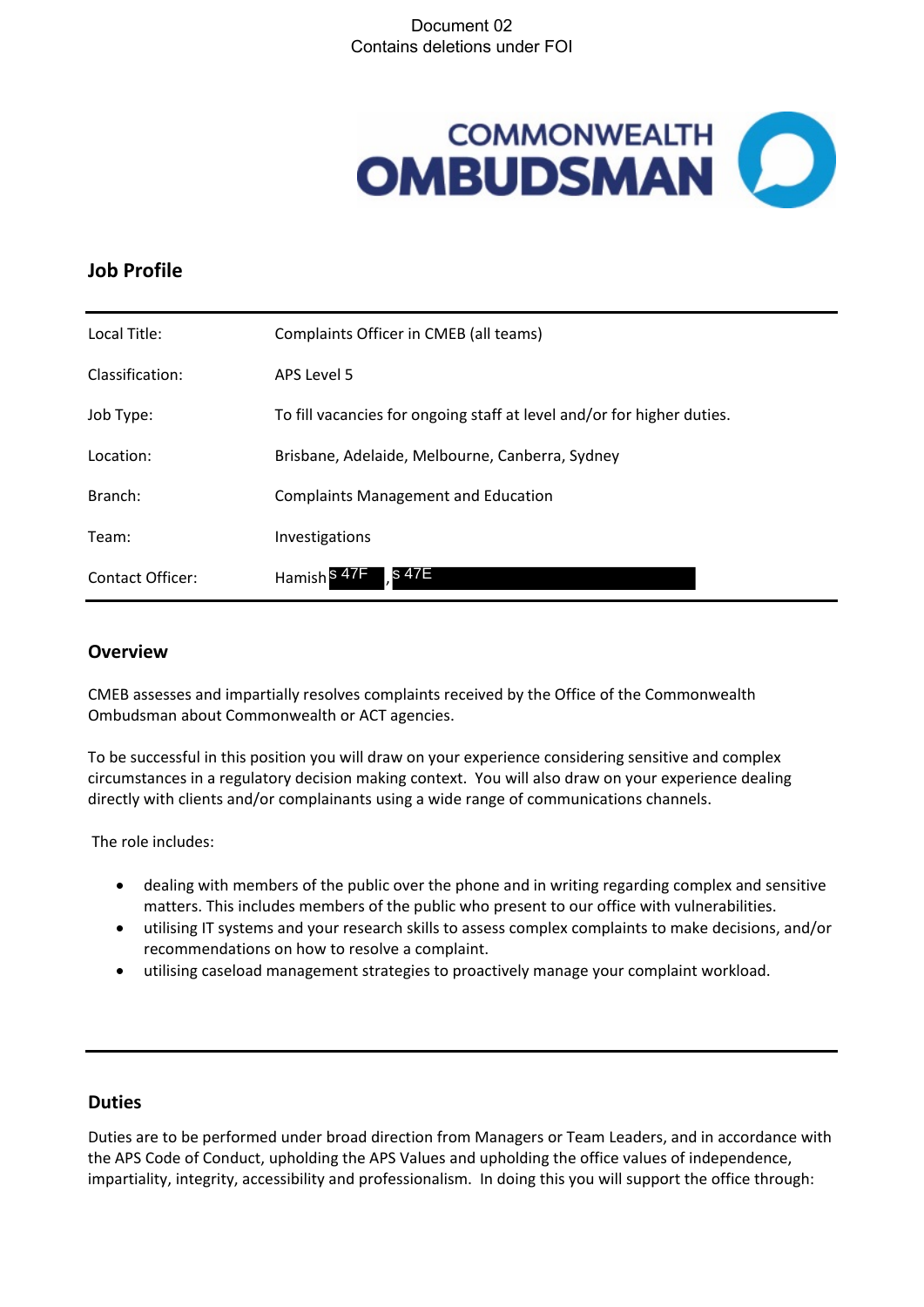Document 02
Contains deletions under FOI

COMMONWEALTH OMBUDSMAN

## Job Profile

| | |
|---|---|
| Local Title: | Complaints Officer in CMEB (all teams) |
| Classification: | APS Level 5 |
| Job Type: | To fill vacancies for ongoing staff at level and/or for higher duties. |
| Location: | Brisbane, Adelaide, Melbourne, Canberra, Sydney |
| Branch: | Complaints Management and Education |
| Team: | Investigations |
| Contact Officer: | Hamish s 47F , s 47E |

## Overview

CMEB assesses and impartially resolves complaints received by the Office of the Commonwealth Ombudsman about Commonwealth or ACT agencies.

To be successful in this position you will draw on your experience considering sensitive and complex circumstances in a regulatory decision making context. You will also draw on your experience dealing directly with clients and/or complainants using a wide range of communications channels.

The role includes:

- dealing with members of the public over the phone and in writing regarding complex and sensitive matters. This includes members of the public who present to our office with vulnerabilities.
- utilising IT systems and your research skills to assess complex complaints to make decisions, and/or recommendations on how to resolve a complaint.
- utilising caseload management strategies to proactively manage your complaint workload.

## Duties

Duties are to be performed under broad direction from Managers or Team Leaders, and in accordance with the APS Code of Conduct, upholding the APS Values and upholding the office values of independence, impartiality, integrity, accessibility and professionalism. In doing this you will support the office through: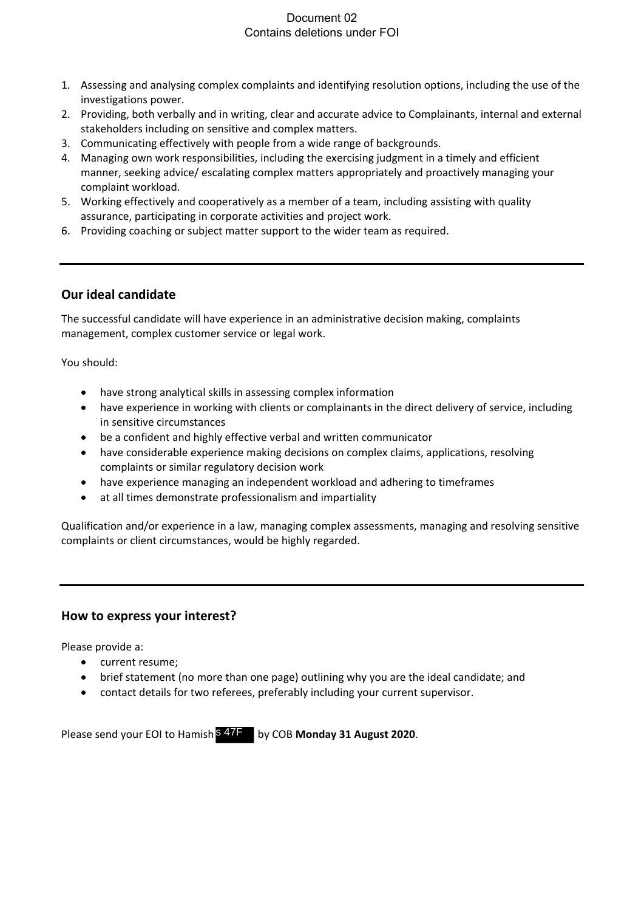1. Assessing and analysing complex complaints and identifying resolution options, including the use of the investigations power.
2. Providing, both verbally and in writing, clear and accurate advice to Complainants, internal and external stakeholders including on sensitive and complex matters.
3. Communicating effectively with people from a wide range of backgrounds.
4. Managing own work responsibilities, including the exercising judgment in a timely and efficient manner, seeking advice/ escalating complex matters appropriately and proactively managing your complaint workload.
5. Working effectively and cooperatively as a member of a team, including assisting with quality assurance, participating in corporate activities and project work.
6. Providing coaching or subject matter support to the wider team as required.

---

## Our ideal candidate

The successful candidate will have experience in an administrative decision making, complaints management, complex customer service or legal work.

You should:

- have strong analytical skills in assessing complex information
- have experience in working with clients or complainants in the direct delivery of service, including in sensitive circumstances
- be a confident and highly effective verbal and written communicator
- have considerable experience making decisions on complex claims, applications, resolving complaints or similar regulatory decision work
- have experience managing an independent workload and adhering to timeframes
- at all times demonstrate professionalism and impartiality

Qualification and/or experience in a law, managing complex assessments, managing and resolving sensitive complaints or client circumstances, would be highly regarded.

---

## How to express your interest?

Please provide a:

- current resume;
- brief statement (no more than one page) outlining why you are the ideal candidate; and
- contact details for two referees, preferably including your current supervisor.

Please send your EOI to Hamish s 47F by COB **Monday 31 August 2020**.